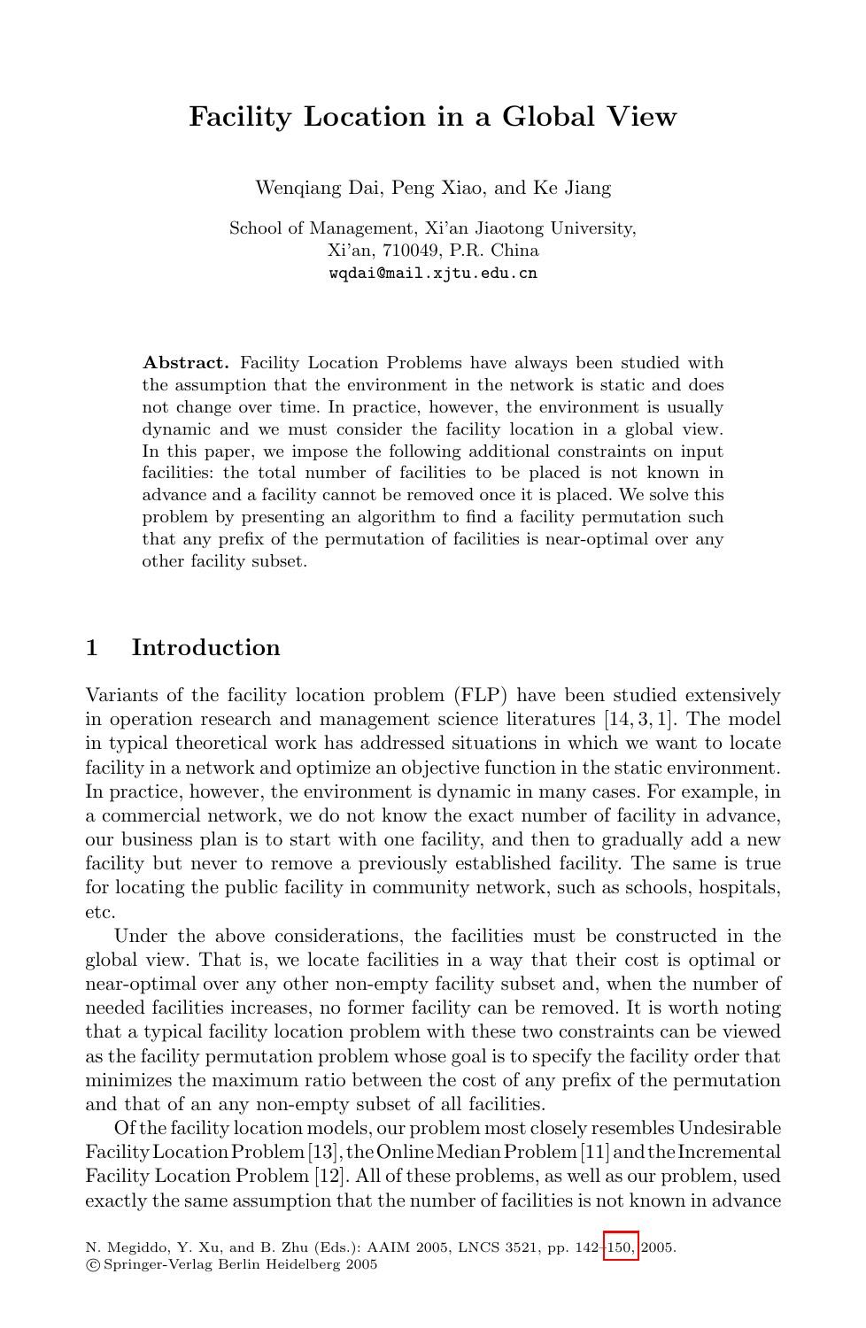# Facility Location in a Global View

Wenqiang Dai, Peng Xiao, and Ke Jiang

School of Management, Xi'an Jiaotong University,
Xi'an, 710049, P.R. China
wqdai@mail.xjtu.edu.cn

**Abstract.** Facility Location Problems have always been studied with the assumption that the environment in the network is static and does not change over time. In practice, however, the environment is usually dynamic and we must consider the facility location in a global view. In this paper, we impose the following additional constraints on input facilities: the total number of facilities to be placed is not known in advance and a facility cannot be removed once it is placed. We solve this problem by presenting an algorithm to find a facility permutation such that any prefix of the permutation of facilities is near-optimal over any other facility subset.

## 1 Introduction

Variants of the facility location problem (FLP) have been studied extensively in operation research and management science literatures [14, 3, 1]. The model in typical theoretical work has addressed situations in which we want to locate facility in a network and optimize an objective function in the static environment. In practice, however, the environment is dynamic in many cases. For example, in a commercial network, we do not know the exact number of facility in advance, our business plan is to start with one facility, and then to gradually add a new facility but never to remove a previously established facility. The same is true for locating the public facility in community network, such as schools, hospitals, etc.

Under the above considerations, the facilities must be constructed in the global view. That is, we locate facilities in a way that their cost is optimal or near-optimal over any other non-empty facility subset and, when the number of needed facilities increases, no former facility can be removed. It is worth noting that a typical facility location problem with these two constraints can be viewed as the facility permutation problem whose goal is to specify the facility order that minimizes the maximum ratio between the cost of any prefix of the permutation and that of an any non-empty subset of all facilities.

Of the facility location models, our problem most closely resembles Undesirable Facility Location Problem [13], the Online Median Problem [11] and the Incremental Facility Location Problem [12]. All of these problems, as well as our problem, used exactly the same assumption that the number of facilities is not known in advance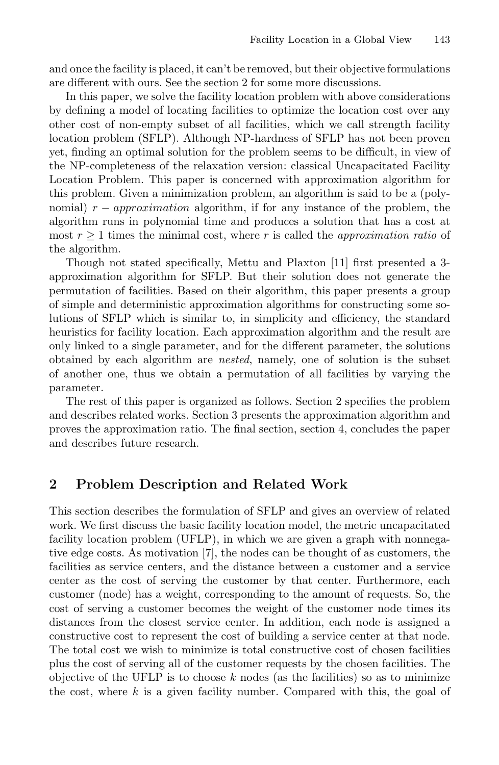and once the facility is placed, it can't be removed, but their objective formulations are different with ours. See the section 2 for some more discussions.

In this paper, we solve the facility location problem with above considerations by defining a model of locating facilities to optimize the location cost over any other cost of non-empty subset of all facilities, which we call strength facility location problem (SFLP). Although NP-hardness of SFLP has not been proven yet, finding an optimal solution for the problem seems to be difficult, in view of the NP-completeness of the relaxation version: classical Uncapacitated Facility Location Problem. This paper is concerned with approximation algorithm for this problem. Given a minimization problem, an algorithm is said to be a (polynomial) $r-approximation$ algorithm, if for any instance of the problem, the algorithm runs in polynomial time and produces a solution that has a cost at most $r \geq 1$ times the minimal cost, where $r$ is called the *approximation ratio* of the algorithm.

Though not stated specifically, Mettu and Plaxton [11] first presented a 3-approximation algorithm for SFLP. But their solution does not generate the permutation of facilities. Based on their algorithm, this paper presents a group of simple and deterministic approximation algorithms for constructing some solutions of SFLP which is similar to, in simplicity and efficiency, the standard heuristics for facility location. Each approximation algorithm and the result are only linked to a single parameter, and for the different parameter, the solutions obtained by each algorithm are *nested*, namely, one of solution is the subset of another one, thus we obtain a permutation of all facilities by varying the parameter.

The rest of this paper is organized as follows. Section 2 specifies the problem and describes related works. Section 3 presents the approximation algorithm and proves the approximation ratio. The final section, section 4, concludes the paper and describes future research.

## 2 Problem Description and Related Work

This section describes the formulation of SFLP and gives an overview of related work. We first discuss the basic facility location model, the metric uncapacitated facility location problem (UFLP), in which we are given a graph with nonnegative edge costs. As motivation [7], the nodes can be thought of as customers, the facilities as service centers, and the distance between a customer and a service center as the cost of serving the customer by that center. Furthermore, each customer (node) has a weight, corresponding to the amount of requests. So, the cost of serving a customer becomes the weight of the customer node times its distances from the closest service center. In addition, each node is assigned a constructive cost to represent the cost of building a service center at that node. The total cost we wish to minimize is total constructive cost of chosen facilities plus the cost of serving all of the customer requests by the chosen facilities. The objective of the UFLP is to choose $k$ nodes (as the facilities) so as to minimize the cost, where $k$ is a given facility number. Compared with this, the goal of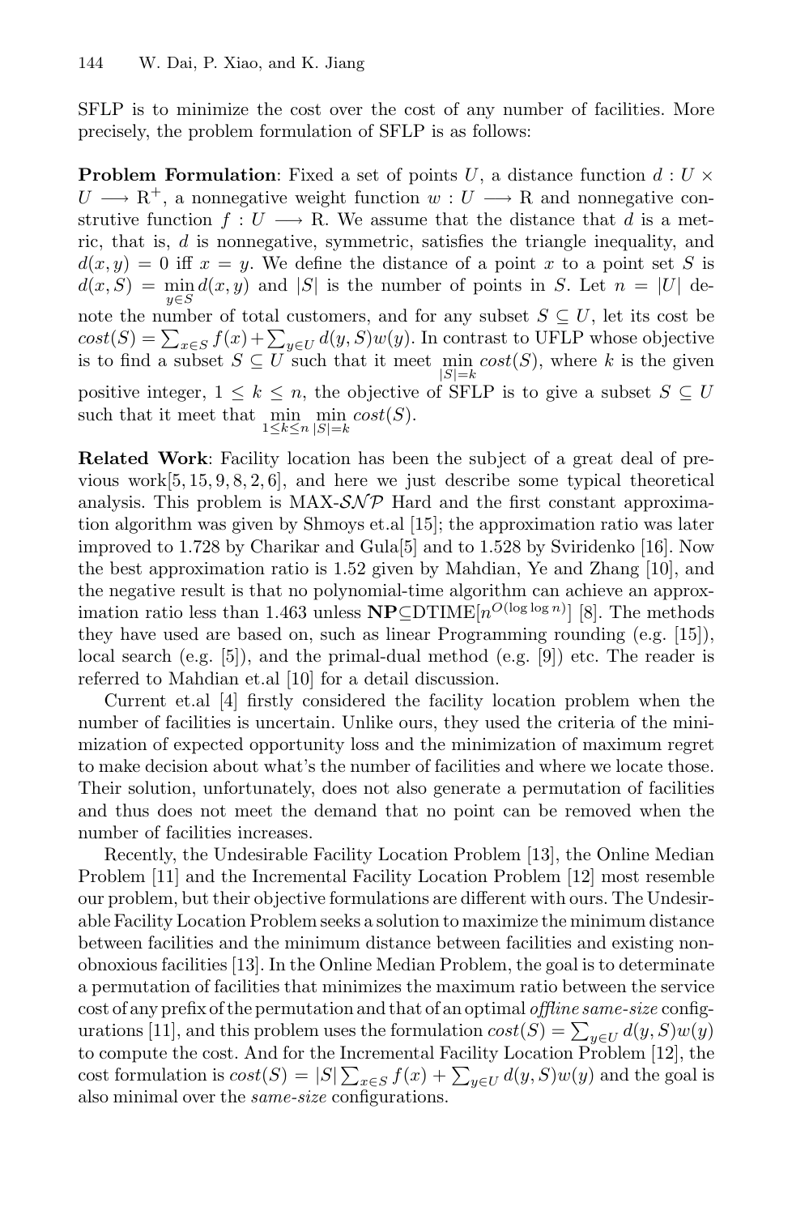SFLP is to minimize the cost over the cost of any number of facilities. More precisely, the problem formulation of SFLP is as follows:

**Problem Formulation**: Fixed a set of points $U$, a distance function $d : U \times U \longrightarrow \mathrm{R}^+$, a nonnegative weight function $w : U \longrightarrow \mathrm{R}$ and nonnegative construtive function $f : U \longrightarrow \mathrm{R}$. We assume that the distance that $d$ is a metric, that is, $d$ is nonnegative, symmetric, satisfies the triangle inequality, and $d(x, y) = 0$ iff $x = y$. We define the distance of a point $x$ to a point set $S$ is $d(x, S) = \min_{y \in S} d(x, y)$ and $|S|$ is the number of points in $S$. Let $n = |U|$ denote the number of total customers, and for any subset $S \subseteq U$, let its cost be $cost(S) = \sum_{x \in S} f(x) + \sum_{y \in U} d(y, S)w(y)$. In contrast to UFLP whose objective is to find a subset $S \subseteq U$ such that it meet $\min_{|S|=k} cost(S)$, where $k$ is the given positive integer, $1 \leq k \leq n$, the objective of SFLP is to give a subset $S \subseteq U$ such that it meet that $\min_{1 \leq k \leq n} \min_{|S|=k} cost(S)$.

**Related Work**: Facility location has been the subject of a great deal of previous work[5, 15, 9, 8, 2, 6], and here we just describe some typical theoretical analysis. This problem is MAX-$\mathcal{SNP}$ Hard and the first constant approximation algorithm was given by Shmoys et.al [15]; the approximation ratio was later improved to 1.728 by Charikar and Gula[5] and to 1.528 by Sviridenko [16]. Now the best approximation ratio is 1.52 given by Mahdian, Ye and Zhang [10], and the negative result is that no polynomial-time algorithm can achieve an approximation ratio less than 1.463 unless $\mathbf{NP} \subseteq \mathrm{DTIME}[n^{O(\log \log n)}]$ [8]. The methods they have used are based on, such as linear Programming rounding (e.g. [15]), local search (e.g. [5]), and the primal-dual method (e.g. [9]) etc. The reader is referred to Mahdian et.al [10] for a detail discussion.

Current et.al [4] firstly considered the facility location problem when the number of facilities is uncertain. Unlike ours, they used the criteria of the minimization of expected opportunity loss and the minimization of maximum regret to make decision about what's the number of facilities and where we locate those. Their solution, unfortunately, does not also generate a permutation of facilities and thus does not meet the demand that no point can be removed when the number of facilities increases.

Recently, the Undesirable Facility Location Problem [13], the Online Median Problem [11] and the Incremental Facility Location Problem [12] most resemble our problem, but their objective formulations are different with ours. The Undesirable Facility Location Problem seeks a solution to maximize the minimum distance between facilities and the minimum distance between facilities and existing non-obnoxious facilities [13]. In the Online Median Problem, the goal is to determinate a permutation of facilities that minimizes the maximum ratio between the service cost of any prefix of the permutation and that of an optimal *offline same-size* configurations [11], and this problem uses the formulation $cost(S) = \sum_{y \in U} d(y, S)w(y)$ to compute the cost. And for the Incremental Facility Location Problem [12], the cost formulation is $cost(S) = |S| \sum_{x \in S} f(x) + \sum_{y \in U} d(y, S)w(y)$ and the goal is also minimal over the *same-size* configurations.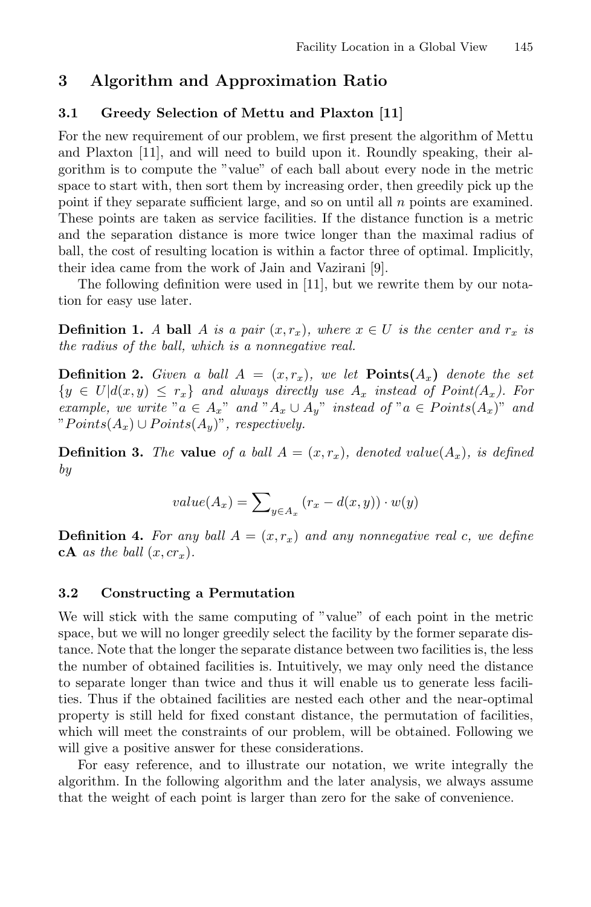## 3 Algorithm and Approximation Ratio

### 3.1 Greedy Selection of Mettu and Plaxton [11]

For the new requirement of our problem, we first present the algorithm of Mettu and Plaxton [11], and will need to build upon it. Roundly speaking, their algorithm is to compute the "value" of each ball about every node in the metric space to start with, then sort them by increasing order, then greedily pick up the point if they separate sufficient large, and so on until all $n$ points are examined. These points are taken as service facilities. If the distance function is a metric and the separation distance is more twice longer than the maximal radius of ball, the cost of resulting location is within a factor three of optimal. Implicitly, their idea came from the work of Jain and Vazirani [9].

The following definition were used in [11], but we rewrite them by our notation for easy use later.

**Definition 1.** *A* **ball** *A is a pair* $(x, r_x)$*, where* $x \in U$ *is the center and* $r_x$ *is the radius of the ball, which is a nonnegative real.*

**Definition 2.** *Given a ball* $A = (x, r_x)$*, we let* **Points(**$A_x$**)** *denote the set* $\{y \in U | d(x, y) \leq r_x\}$ *and always directly use* $A_x$ *instead of* $Point(A_x)$*. For example, we write "*$a \in A_x$*" and "*$A_x \cup A_y$*" instead of "*$a \in Points(A_x)$*" and "*$Points(A_x) \cup Points(A_y)$*", respectively.*

**Definition 3.** *The* **value** *of a ball* $A = (x, r_x)$*, denoted* $value(A_x)$*, is defined by*

$$value(A_x) = \sum\nolimits_{y \in A_x} (r_x - d(x, y)) \cdot w(y)$$

**Definition 4.** *For any ball* $A = (x, r_x)$ *and any nonnegative real c, we define* **cA** *as the ball* $(x, cr_x)$*.*

### 3.2 Constructing a Permutation

We will stick with the same computing of "value" of each point in the metric space, but we will no longer greedily select the facility by the former separate distance. Note that the longer the separate distance between two facilities is, the less the number of obtained facilities is. Intuitively, we may only need the distance to separate longer than twice and thus it will enable us to generate less facilities. Thus if the obtained facilities are nested each other and the near-optimal property is still held for fixed constant distance, the permutation of facilities, which will meet the constraints of our problem, will be obtained. Following we will give a positive answer for these considerations.

For easy reference, and to illustrate our notation, we write integrally the algorithm. In the following algorithm and the later analysis, we always assume that the weight of each point is larger than zero for the sake of convenience.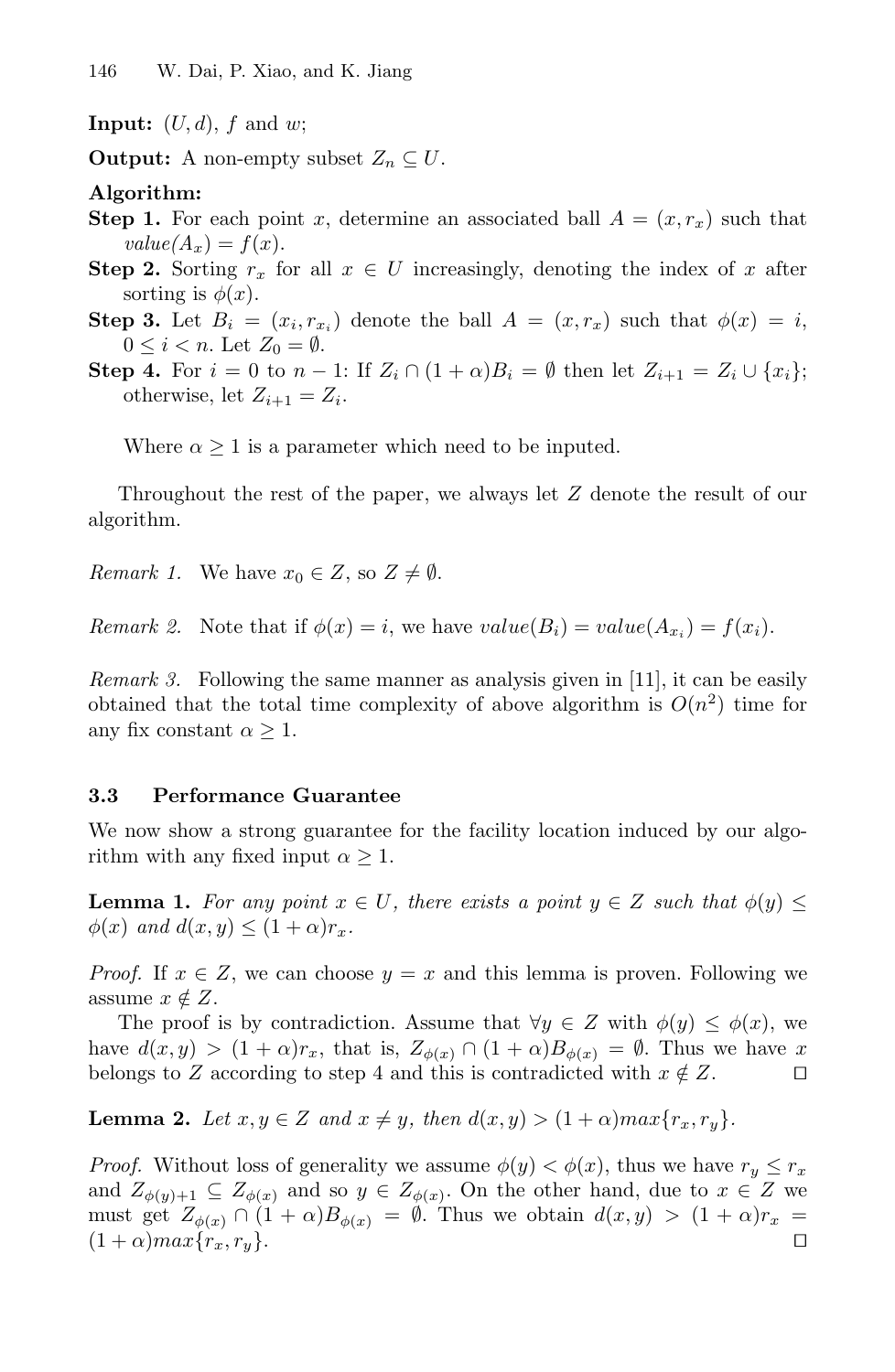**Input:** $(U, d)$, $f$ and $w$;

**Output:** A non-empty subset $Z_n \subseteq U$.

**Algorithm:**

**Step 1.** For each point $x$, determine an associated ball $A = (x, r_x)$ such that *value*$(A_x) = f(x)$.

**Step 2.** Sorting $r_x$ for all $x \in U$ increasingly, denoting the index of $x$ after sorting is $\phi(x)$.

**Step 3.** Let $B_i = (x_i, r_{x_i})$ denote the ball $A = (x, r_x)$ such that $\phi(x) = i$, $0 \le i < n$. Let $Z_0 = \emptyset$.

**Step 4.** For $i = 0$ to $n-1$: If $Z_i \cap (1+\alpha)B_i = \emptyset$ then let $Z_{i+1} = Z_i \cup \{x_i\}$; otherwise, let $Z_{i+1} = Z_i$.

Where $\alpha \ge 1$ is a parameter which need to be inputed.

Throughout the rest of the paper, we always let $Z$ denote the result of our algorithm.

*Remark 1.* We have $x_0 \in Z$, so $Z \neq \emptyset$.

*Remark 2.* Note that if $\phi(x) = i$, we have $value(B_i) = value(A_{x_i}) = f(x_i)$.

*Remark 3.* Following the same manner as analysis given in [11], it can be easily obtained that the total time complexity of above algorithm is $O(n^2)$ time for any fix constant $\alpha \ge 1$.

### 3.3 Performance Guarantee

We now show a strong guarantee for the facility location induced by our algorithm with any fixed input $\alpha \ge 1$.

**Lemma 1.** *For any point $x \in U$, there exists a point $y \in Z$ such that $\phi(y) \le \phi(x)$ and $d(x, y) \le (1+\alpha)r_x$.*

*Proof.* If $x \in Z$, we can choose $y = x$ and this lemma is proven. Following we assume $x \notin Z$.

The proof is by contradiction. Assume that $\forall y \in Z$ with $\phi(y) \le \phi(x)$, we have $d(x, y) > (1+\alpha)r_x$, that is, $Z_{\phi(x)} \cap (1+\alpha)B_{\phi(x)} = \emptyset$. Thus we have $x$ belongs to $Z$ according to step 4 and this is contradicted with $x \notin Z$. □

**Lemma 2.** *Let $x, y \in Z$ and $x \neq y$, then $d(x, y) > (1+\alpha)max\{r_x, r_y\}$.*

*Proof.* Without loss of generality we assume $\phi(y) < \phi(x)$, thus we have $r_y \le r_x$ and $Z_{\phi(y)+1} \subseteq Z_{\phi(x)}$ and so $y \in Z_{\phi(x)}$. On the other hand, due to $x \in Z$ we must get $Z_{\phi(x)} \cap (1+\alpha)B_{\phi(x)} = \emptyset$. Thus we obtain $d(x, y) > (1+\alpha)r_x = (1+\alpha)max\{r_x, r_y\}$. □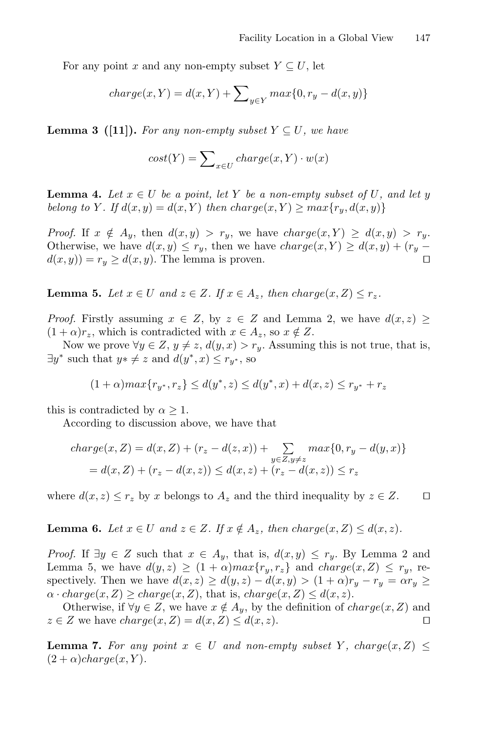For any point $x$ and any non-empty subset $Y \subseteq U$, let

$$charge(x, Y) = d(x, Y) + \sum\nolimits_{y \in Y} max\{0, r_y - d(x, y)\}$$

**Lemma 3 ([11]).** *For any non-empty subset $Y \subseteq U$, we have*

$$cost(Y) = \sum\nolimits_{x \in U} charge(x, Y) \cdot w(x)$$

**Lemma 4.** *Let $x \in U$ be a point, let $Y$ be a non-empty subset of $U$, and let $y$ belong to $Y$. If $d(x, y) = d(x, Y)$ then $charge(x, Y) \geq max\{r_y, d(x, y)\}$*

*Proof.* If $x \notin A_y$, then $d(x, y) > r_y$, we have $charge(x, Y) \geq d(x, y) > r_y$. Otherwise, we have $d(x, y) \leq r_y$, then we have $charge(x, Y) \geq d(x, y) + (r_y - d(x, y)) = r_y \geq d(x, y)$. The lemma is proven. □

**Lemma 5.** *Let $x \in U$ and $z \in Z$. If $x \in A_z$, then $charge(x, Z) \leq r_z$.*

*Proof.* Firstly assuming $x \in Z$, by $z \in Z$ and Lemma 2, we have $d(x, z) \geq (1 + \alpha) r_z$, which is contradicted with $x \in A_z$, so $x \notin Z$.

Now we prove $\forall y \in Z$, $y \neq z$, $d(y, x) > r_y$. Assuming this is not true, that is, $\exists y^*$ such that $y* \neq z$ and $d(y^*, x) \leq r_{y^*}$, so

$$(1 + \alpha) max\{r_{y^*}, r_z\} \leq d(y^*, z) \leq d(y^*, x) + d(x, z) \leq r_{y^*} + r_z$$

this is contradicted by $\alpha \geq 1$.

According to discussion above, we have that

$$\begin{aligned} charge(x, Z) &= d(x, Z) + (r_z - d(z, x)) + \sum_{y \in Z, y \neq z} max\{0, r_y - d(y, x)\} \\ &= d(x, Z) + (r_z - d(x, z)) \leq d(x, z) + (r_z - d(x, z)) \leq r_z \end{aligned}$$

where $d(x, z) \leq r_z$ by $x$ belongs to $A_z$ and the third inequality by $z \in Z$. □

**Lemma 6.** *Let $x \in U$ and $z \in Z$. If $x \notin A_z$, then $charge(x, Z) \leq d(x, z)$.*

*Proof.* If $\exists y \in Z$ such that $x \in A_y$, that is, $d(x, y) \leq r_y$. By Lemma 2 and Lemma 5, we have $d(y, z) \geq (1 + \alpha) max\{r_y, r_z\}$ and $charge(x, Z) \leq r_y$, respectively. Then we have $d(x, z) \geq d(y, z) - d(x, y) > (1 + \alpha) r_y - r_y = \alpha r_y \geq \alpha \cdot charge(x, Z) \geq charge(x, Z)$, that is, $charge(x, Z) \leq d(x, z)$.

Otherwise, if $\forall y \in Z$, we have $x \notin A_y$, by the definition of $charge(x, Z)$ and $z \in Z$ we have $charge(x, Z) = d(x, Z) \leq d(x, z)$. □

**Lemma 7.** *For any point $x \in U$ and non-empty subset $Y$, $charge(x, Z) \leq (2 + \alpha) charge(x, Y)$.*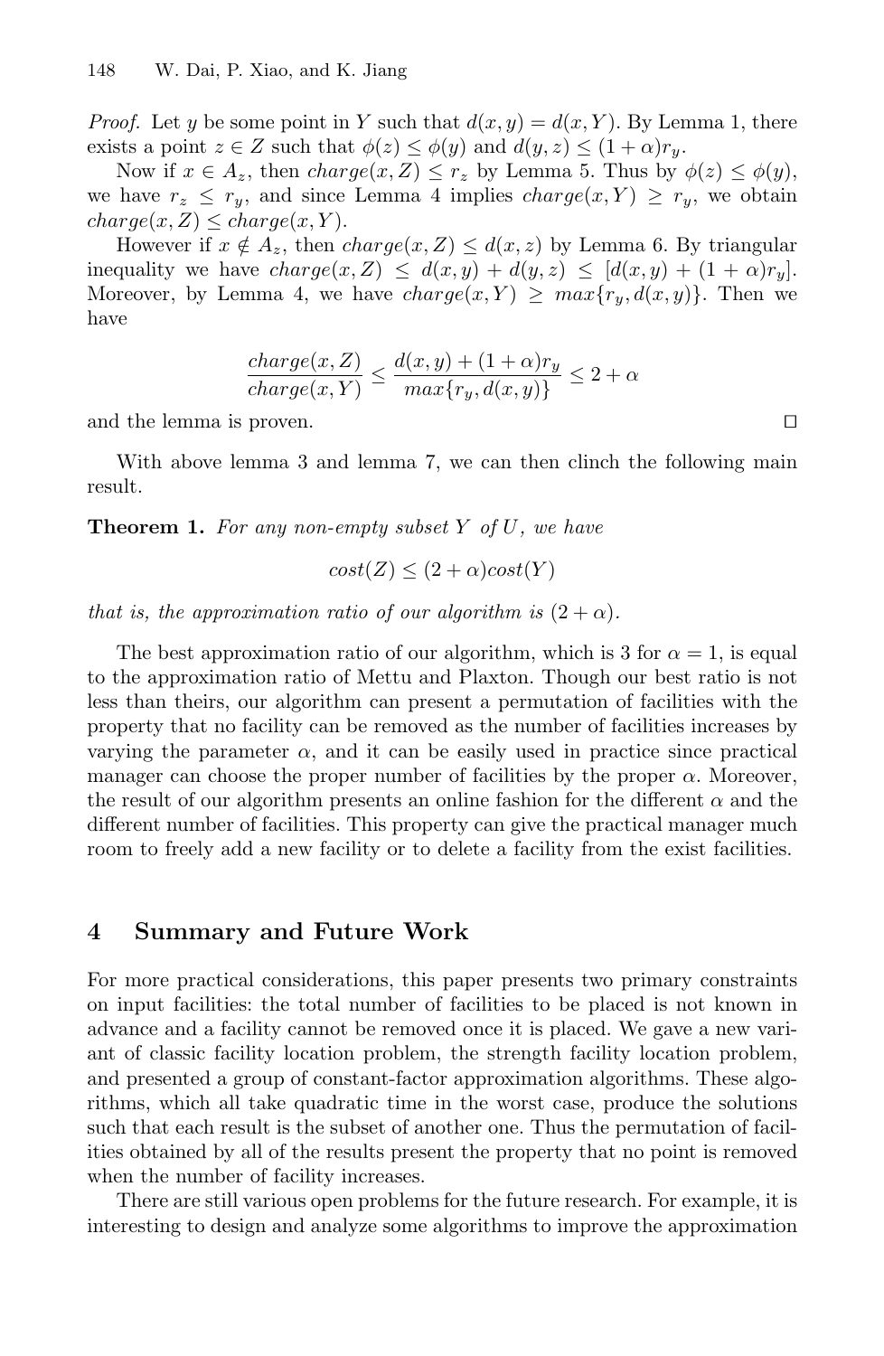*Proof.* Let $y$ be some point in $Y$ such that $d(x, y) = d(x, Y)$. By Lemma 1, there exists a point $z \in Z$ such that $\phi(z) \leq \phi(y)$ and $d(y, z) \leq (1 + \alpha)r_y$.

Now if $x \in A_z$, then $charge(x, Z) \leq r_z$ by Lemma 5. Thus by $\phi(z) \leq \phi(y)$, we have $r_z \leq r_y$, and since Lemma 4 implies $charge(x, Y) \geq r_y$, we obtain $charge(x, Z) \leq charge(x, Y)$.

However if $x \notin A_z$, then $charge(x, Z) \leq d(x, z)$ by Lemma 6. By triangular inequality we have $charge(x, Z) \leq d(x, y) + d(y, z) \leq [d(x, y) + (1 + \alpha)r_y]$. Moreover, by Lemma 4, we have $charge(x, Y) \geq max\{r_y, d(x, y)\}$. Then we have

$$\frac{charge(x, Z)}{charge(x, Y)} \leq \frac{d(x, y) + (1 + \alpha)r_y}{max\{r_y, d(x, y)\}} \leq 2 + \alpha$$

and the lemma is proven. □

With above lemma 3 and lemma 7, we can then clinch the following main result.

**Theorem 1.** *For any non-empty subset $Y$ of $U$, we have*

$$cost(Z) \leq (2 + \alpha)cost(Y)$$

*that is, the approximation ratio of our algorithm is $(2 + \alpha)$.*

The best approximation ratio of our algorithm, which is 3 for $\alpha = 1$, is equal to the approximation ratio of Mettu and Plaxton. Though our best ratio is not less than theirs, our algorithm can present a permutation of facilities with the property that no facility can be removed as the number of facilities increases by varying the parameter $\alpha$, and it can be easily used in practice since practical manager can choose the proper number of facilities by the proper $\alpha$. Moreover, the result of our algorithm presents an online fashion for the different $\alpha$ and the different number of facilities. This property can give the practical manager much room to freely add a new facility or to delete a facility from the exist facilities.

## 4 Summary and Future Work

For more practical considerations, this paper presents two primary constraints on input facilities: the total number of facilities to be placed is not known in advance and a facility cannot be removed once it is placed. We gave a new variant of classic facility location problem, the strength facility location problem, and presented a group of constant-factor approximation algorithms. These algorithms, which all take quadratic time in the worst case, produce the solutions such that each result is the subset of another one. Thus the permutation of facilities obtained by all of the results present the property that no point is removed when the number of facility increases.

There are still various open problems for the future research. For example, it is interesting to design and analyze some algorithms to improve the approximation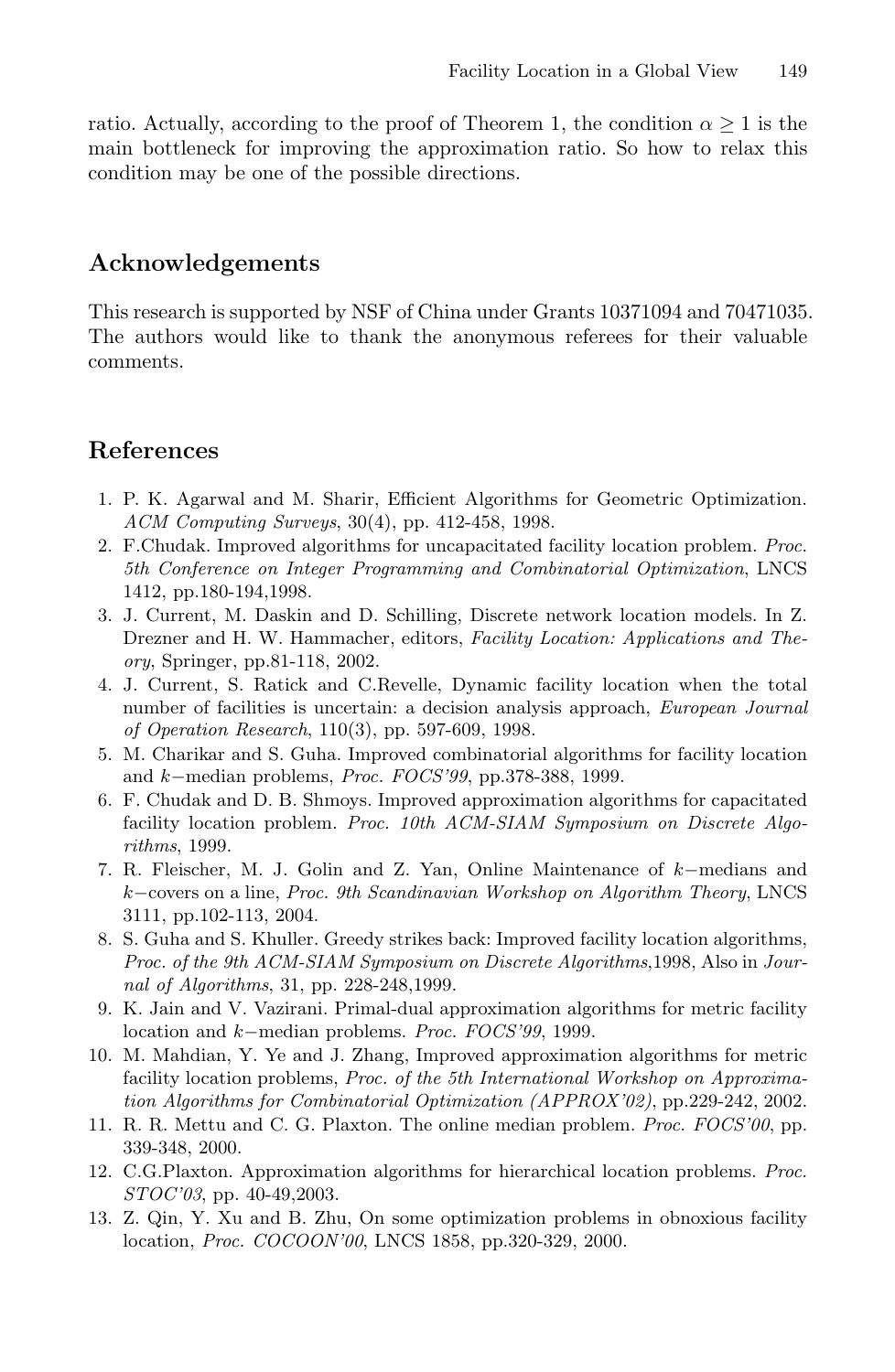ratio. Actually, according to the proof of Theorem 1, the condition $\alpha \geq 1$ is the main bottleneck for improving the approximation ratio. So how to relax this condition may be one of the possible directions.

## Acknowledgements

This research is supported by NSF of China under Grants 10371094 and 70471035. The authors would like to thank the anonymous referees for their valuable comments.

## References

1. P. K. Agarwal and M. Sharir, Efficient Algorithms for Geometric Optimization. *ACM Computing Surveys*, 30(4), pp. 412-458, 1998.
2. F.Chudak. Improved algorithms for uncapacitated facility location problem. *Proc. 5th Conference on Integer Programming and Combinatorial Optimization*, LNCS 1412, pp.180-194,1998.
3. J. Current, M. Daskin and D. Schilling, Discrete network location models. In Z. Drezner and H. W. Hammacher, editors, *Facility Location: Applications and Theory*, Springer, pp.81-118, 2002.
4. J. Current, S. Ratick and C.Revelle, Dynamic facility location when the total number of facilities is uncertain: a decision analysis approach, *European Journal of Operation Research*, 110(3), pp. 597-609, 1998.
5. M. Charikar and S. Guha. Improved combinatorial algorithms for facility location and $k-$median problems, *Proc. FOCS'99*, pp.378-388, 1999.
6. F. Chudak and D. B. Shmoys. Improved approximation algorithms for capacitated facility location problem. *Proc. 10th ACM-SIAM Symposium on Discrete Algorithms*, 1999.
7. R. Fleischer, M. J. Golin and Z. Yan, Online Maintenance of $k-$medians and $k-$covers on a line, *Proc. 9th Scandinavian Workshop on Algorithm Theory*, LNCS 3111, pp.102-113, 2004.
8. S. Guha and S. Khuller. Greedy strikes back: Improved facility location algorithms, *Proc. of the 9th ACM-SIAM Symposium on Discrete Algorithms*,1998, Also in *Journal of Algorithms*, 31, pp. 228-248,1999.
9. K. Jain and V. Vazirani. Primal-dual approximation algorithms for metric facility location and $k-$median problems. *Proc. FOCS'99*, 1999.
10. M. Mahdian, Y. Ye and J. Zhang, Improved approximation algorithms for metric facility location problems, *Proc. of the 5th International Workshop on Approximation Algorithms for Combinatorial Optimization (APPROX'02)*, pp.229-242, 2002.
11. R. R. Mettu and C. G. Plaxton. The online median problem. *Proc. FOCS'00*, pp. 339-348, 2000.
12. C.G.Plaxton. Approximation algorithms for hierarchical location problems. *Proc. STOC'03*, pp. 40-49,2003.
13. Z. Qin, Y. Xu and B. Zhu, On some optimization problems in obnoxious facility location, *Proc. COCOON'00*, LNCS 1858, pp.320-329, 2000.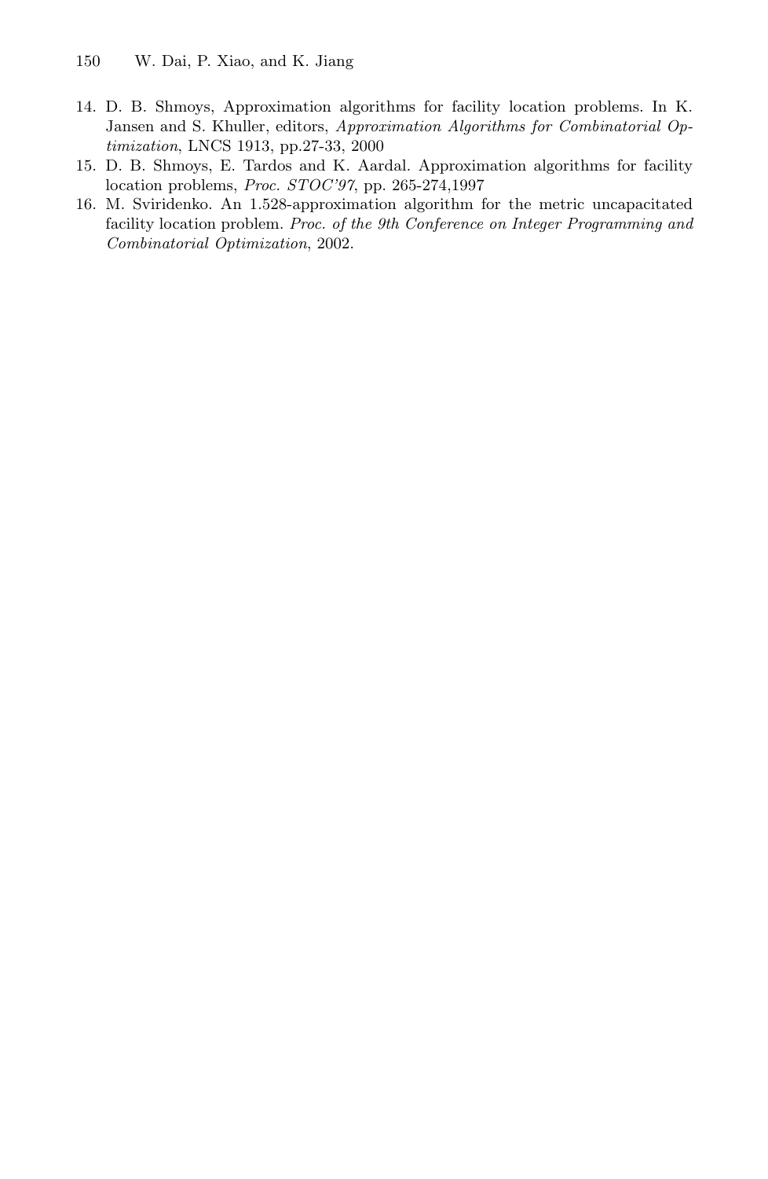14. D. B. Shmoys, Approximation algorithms for facility location problems. In K. Jansen and S. Khuller, editors, *Approximation Algorithms for Combinatorial Optimization*, LNCS 1913, pp.27-33, 2000
15. D. B. Shmoys, E. Tardos and K. Aardal. Approximation algorithms for facility location problems, *Proc. STOC'97*, pp. 265-274,1997
16. M. Sviridenko. An 1.528-approximation algorithm for the metric uncapacitated facility location problem. *Proc. of the 9th Conference on Integer Programming and Combinatorial Optimization*, 2002.